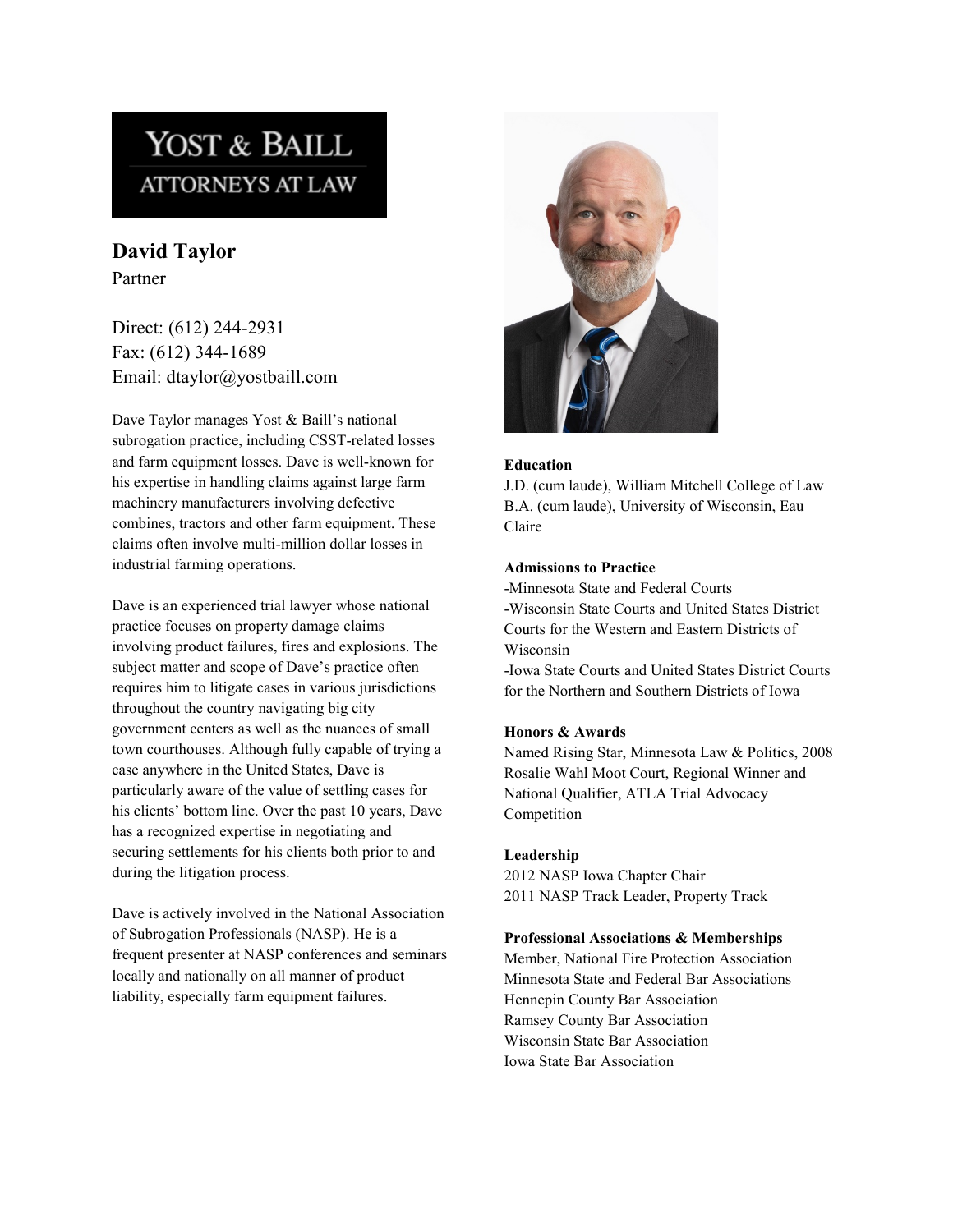YOST & BAILL
ATTORNEYS AT LAW

# David Taylor

Partner

Direct: (612) 244-2931
Fax: (612) 344-1689
Email: dtaylor@yostbaill.com

Dave Taylor manages Yost & Baill's national subrogation practice, including CSST-related losses and farm equipment losses. Dave is well-known for his expertise in handling claims against large farm machinery manufacturers involving defective combines, tractors and other farm equipment. These claims often involve multi-million dollar losses in industrial farming operations.

Dave is an experienced trial lawyer whose national practice focuses on property damage claims involving product failures, fires and explosions. The subject matter and scope of Dave's practice often requires him to litigate cases in various jurisdictions throughout the country navigating big city government centers as well as the nuances of small town courthouses. Although fully capable of trying a case anywhere in the United States, Dave is particularly aware of the value of settling cases for his clients' bottom line. Over the past 10 years, Dave has a recognized expertise in negotiating and securing settlements for his clients both prior to and during the litigation process.

Dave is actively involved in the National Association of Subrogation Professionals (NASP). He is a frequent presenter at NASP conferences and seminars locally and nationally on all manner of product liability, especially farm equipment failures.

**Education**

J.D. (cum laude), William Mitchell College of Law
B.A. (cum laude), University of Wisconsin, Eau Claire

**Admissions to Practice**

-Minnesota State and Federal Courts
-Wisconsin State Courts and United States District Courts for the Western and Eastern Districts of Wisconsin
-Iowa State Courts and United States District Courts for the Northern and Southern Districts of Iowa

**Honors & Awards**

Named Rising Star, Minnesota Law & Politics, 2008
Rosalie Wahl Moot Court, Regional Winner and National Qualifier, ATLA Trial Advocacy Competition

**Leadership**

2012 NASP Iowa Chapter Chair
2011 NASP Track Leader, Property Track

**Professional Associations & Memberships**

Member, National Fire Protection Association
Minnesota State and Federal Bar Associations
Hennepin County Bar Association
Ramsey County Bar Association
Wisconsin State Bar Association
Iowa State Bar Association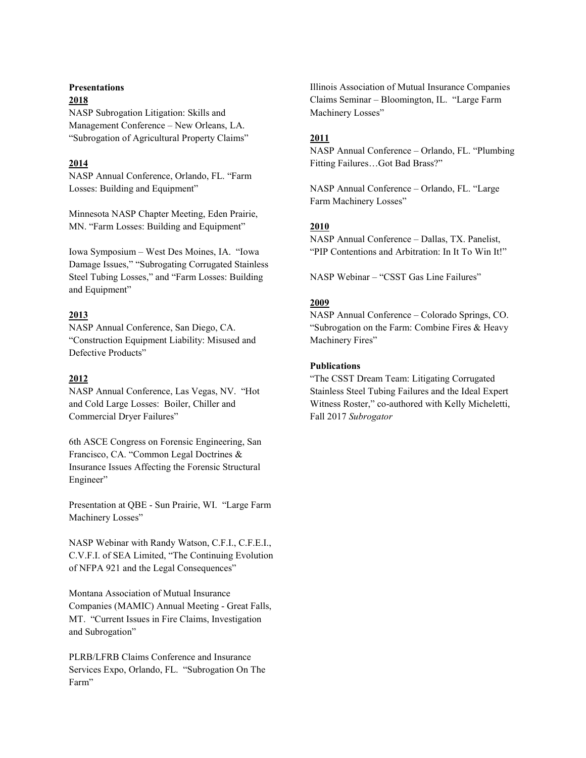## Presentations

**2018**

NASP Subrogation Litigation: Skills and Management Conference – New Orleans, LA. "Subrogation of Agricultural Property Claims"

**2014**

NASP Annual Conference, Orlando, FL. "Farm Losses: Building and Equipment"

Minnesota NASP Chapter Meeting, Eden Prairie, MN. "Farm Losses: Building and Equipment"

Iowa Symposium – West Des Moines, IA. "Iowa Damage Issues," "Subrogating Corrugated Stainless Steel Tubing Losses," and "Farm Losses: Building and Equipment"

**2013**

NASP Annual Conference, San Diego, CA. "Construction Equipment Liability: Misused and Defective Products"

**2012**

NASP Annual Conference, Las Vegas, NV. "Hot and Cold Large Losses: Boiler, Chiller and Commercial Dryer Failures"

6th ASCE Congress on Forensic Engineering, San Francisco, CA. "Common Legal Doctrines & Insurance Issues Affecting the Forensic Structural Engineer"

Presentation at QBE - Sun Prairie, WI. "Large Farm Machinery Losses"

NASP Webinar with Randy Watson, C.F.I., C.F.E.I., C.V.F.I. of SEA Limited, "The Continuing Evolution of NFPA 921 and the Legal Consequences"

Montana Association of Mutual Insurance Companies (MAMIC) Annual Meeting - Great Falls, MT. "Current Issues in Fire Claims, Investigation and Subrogation"

PLRB/LFRB Claims Conference and Insurance Services Expo, Orlando, FL. "Subrogation On The Farm"

Illinois Association of Mutual Insurance Companies Claims Seminar – Bloomington, IL. "Large Farm Machinery Losses"

**2011**

NASP Annual Conference – Orlando, FL. "Plumbing Fitting Failures…Got Bad Brass?"

NASP Annual Conference – Orlando, FL. "Large Farm Machinery Losses"

**2010**

NASP Annual Conference – Dallas, TX. Panelist, "PIP Contentions and Arbitration: In It To Win It!"

NASP Webinar – "CSST Gas Line Failures"

**2009**

NASP Annual Conference – Colorado Springs, CO. "Subrogation on the Farm: Combine Fires & Heavy Machinery Fires"

## Publications

"The CSST Dream Team: Litigating Corrugated Stainless Steel Tubing Failures and the Ideal Expert Witness Roster," co-authored with Kelly Micheletti, Fall 2017 *Subrogator*